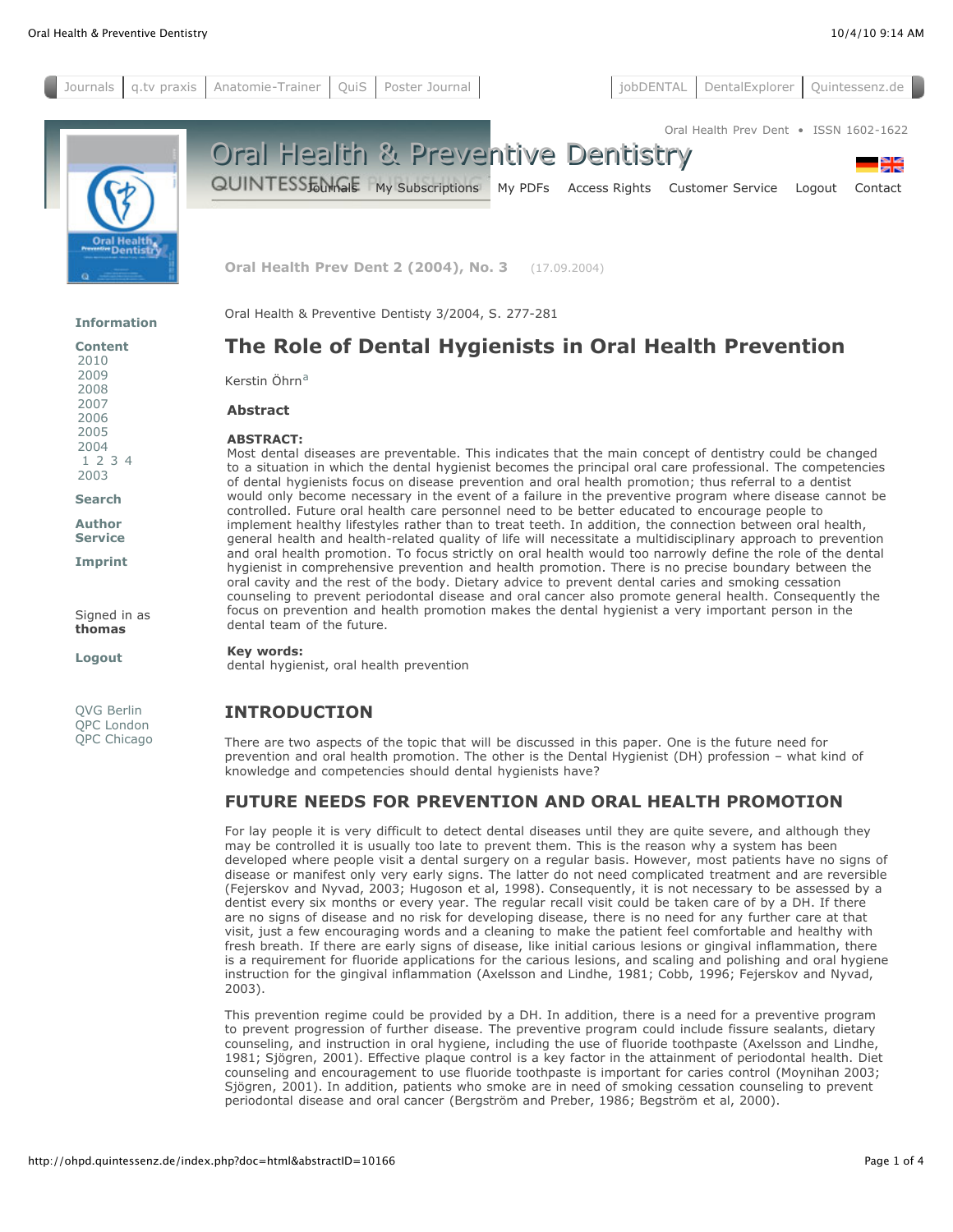# The Role of Dental Hygienists in Oral Health Prevention

Kerstin Öhrn[a]

## Abstract

**ABSTRACT:**
Most dental diseases are preventable. This indicates that the main concept of dentistry could be changed to a situation in which the dental hygienist becomes the principal oral care professional. The competencies of dental hygienists focus on disease prevention and oral health promotion; thus referral to a dentist would only become necessary in the event of a failure in the preventive program where disease cannot be controlled. Future oral health care personnel need to be better educated to encourage people to implement healthy lifestyles rather than to treat teeth. In addition, the connection between oral health, general health and health-related quality of life will necessitate a multidisciplinary approach to prevention and oral health promotion. To focus strictly on oral health would too narrowly define the role of the dental hygienist in comprehensive prevention and health promotion. There is no precise boundary between the oral cavity and the rest of the body. Dietary advice to prevent dental caries and smoking cessation counseling to prevent periodontal disease and oral cancer also promote general health. Consequently the focus on prevention and health promotion makes the dental hygienist a very important person in the dental team of the future.

**Key words:**
dental hygienist, oral health prevention

## INTRODUCTION

There are two aspects of the topic that will be discussed in this paper. One is the future need for prevention and oral health promotion. The other is the Dental Hygienist (DH) profession – what kind of knowledge and competencies should dental hygienists have?

## FUTURE NEEDS FOR PREVENTION AND ORAL HEALTH PROMOTION

For lay people it is very difficult to detect dental diseases until they are quite severe, and although they may be controlled it is usually too late to prevent them. This is the reason why a system has been developed where people visit a dental surgery on a regular basis. However, most patients have no signs of disease or manifest only very early signs. The latter do not need complicated treatment and are reversible (Fejerskov and Nyvad, 2003; Hugoson et al, 1998). Consequently, it is not necessary to be assessed by a dentist every six months or every year. The regular recall visit could be taken care of by a DH. If there are no signs of disease and no risk for developing disease, there is no need for any further care at that visit, just a few encouraging words and a cleaning to make the patient feel comfortable and healthy with fresh breath. If there are early signs of disease, like initial carious lesions or gingival inflammation, there is a requirement for fluoride applications for the carious lesions, and scaling and polishing and oral hygiene instruction for the gingival inflammation (Axelsson and Lindhe, 1981; Cobb, 1996; Fejerskov and Nyvad, 2003).

This prevention regime could be provided by a DH. In addition, there is a need for a preventive program to prevent progression of further disease. The preventive program could include fissure sealants, dietary counseling, and instruction in oral hygiene, including the use of fluoride toothpaste (Axelsson and Lindhe, 1981; Sjögren, 2001). Effective plaque control is a key factor in the attainment of periodontal health. Diet counseling and encouragement to use fluoride toothpaste is important for caries control (Moynihan 2003; Sjögren, 2001). In addition, patients who smoke are in need of smoking cessation counseling to prevent periodontal disease and oral cancer (Bergström and Preber, 1986; Begström et al, 2000).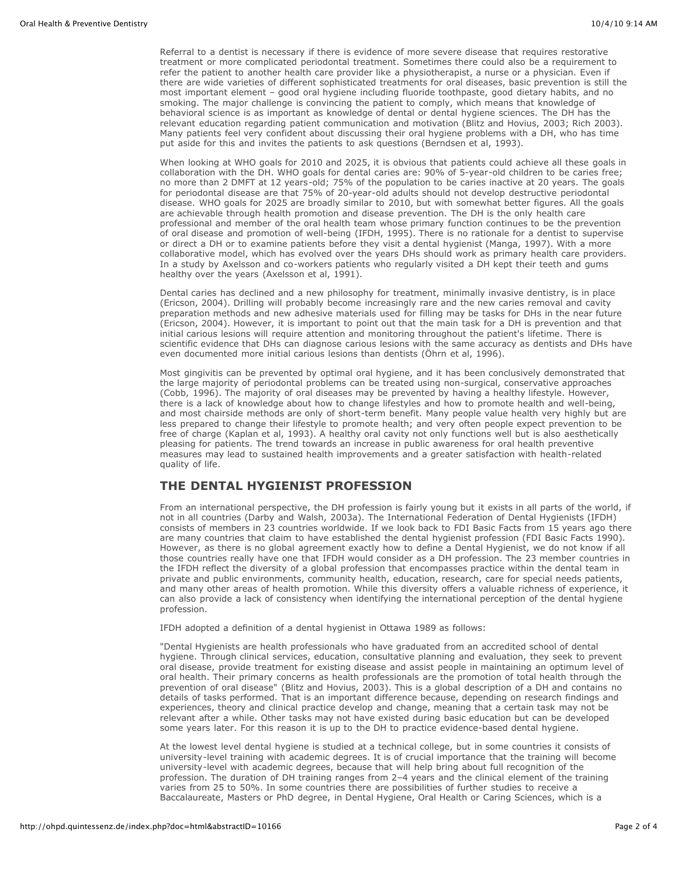Referral to a dentist is necessary if there is evidence of more severe disease that requires restorative treatment or more complicated periodontal treatment. Sometimes there could also be a requirement to refer the patient to another health care provider like a physiotherapist, a nurse or a physician. Even if there are wide varieties of different sophisticated treatments for oral diseases, basic prevention is still the most important element – good oral hygiene including fluoride toothpaste, good dietary habits, and no smoking. The major challenge is convincing the patient to comply, which means that knowledge of behavioral science is as important as knowledge of dental or dental hygiene sciences. The DH has the relevant education regarding patient communication and motivation (Blitz and Hovius, 2003; Rich 2003). Many patients feel very confident about discussing their oral hygiene problems with a DH, who has time put aside for this and invites the patients to ask questions (Berndsen et al, 1993).

When looking at WHO goals for 2010 and 2025, it is obvious that patients could achieve all these goals in collaboration with the DH. WHO goals for dental caries are: 90% of 5-year-old children to be caries free; no more than 2 DMFT at 12 years-old; 75% of the population to be caries inactive at 20 years. The goals for periodontal disease are that 75% of 20-year-old adults should not develop destructive periodontal disease. WHO goals for 2025 are broadly similar to 2010, but with somewhat better figures. All the goals are achievable through health promotion and disease prevention. The DH is the only health care professional and member of the oral health team whose primary function continues to be the prevention of oral disease and promotion of well-being (IFDH, 1995). There is no rationale for a dentist to supervise or direct a DH or to examine patients before they visit a dental hygienist (Manga, 1997). With a more collaborative model, which has evolved over the years DHs should work as primary health care providers. In a study by Axelsson and co-workers patients who regularly visited a DH kept their teeth and gums healthy over the years (Axelsson et al, 1991).

Dental caries has declined and a new philosophy for treatment, minimally invasive dentistry, is in place (Ericson, 2004). Drilling will probably become increasingly rare and the new caries removal and cavity preparation methods and new adhesive materials used for filling may be tasks for DHs in the near future (Ericson, 2004). However, it is important to point out that the main task for a DH is prevention and that initial carious lesions will require attention and monitoring throughout the patient's lifetime. There is scientific evidence that DHs can diagnose carious lesions with the same accuracy as dentists and DHs have even documented more initial carious lesions than dentists (Öhrn et al, 1996).

Most gingivitis can be prevented by optimal oral hygiene, and it has been conclusively demonstrated that the large majority of periodontal problems can be treated using non-surgical, conservative approaches (Cobb, 1996). The majority of oral diseases may be prevented by having a healthy lifestyle. However, there is a lack of knowledge about how to change lifestyles and how to promote health and well-being, and most chairside methods are only of short-term benefit. Many people value health very highly but are less prepared to change their lifestyle to promote health; and very often people expect prevention to be free of charge (Kaplan et al, 1993). A healthy oral cavity not only functions well but is also aesthetically pleasing for patients. The trend towards an increase in public awareness for oral health preventive measures may lead to sustained health improvements and a greater satisfaction with health-related quality of life.

## THE DENTAL HYGIENIST PROFESSION

From an international perspective, the DH profession is fairly young but it exists in all parts of the world, if not in all countries (Darby and Walsh, 2003a). The International Federation of Dental Hygienists (IFDH) consists of members in 23 countries worldwide. If we look back to FDI Basic Facts from 15 years ago there are many countries that claim to have established the dental hygienist profession (FDI Basic Facts 1990). However, as there is no global agreement exactly how to define a Dental Hygienist, we do not know if all those countries really have one that IFDH would consider as a DH profession. The 23 member countries in the IFDH reflect the diversity of a global profession that encompasses practice within the dental team in private and public environments, community health, education, research, care for special needs patients, and many other areas of health promotion. While this diversity offers a valuable richness of experience, it can also provide a lack of consistency when identifying the international perception of the dental hygiene profession.

IFDH adopted a definition of a dental hygienist in Ottawa 1989 as follows:

"Dental Hygienists are health professionals who have graduated from an accredited school of dental hygiene. Through clinical services, education, consultative planning and evaluation, they seek to prevent oral disease, provide treatment for existing disease and assist people in maintaining an optimum level of oral health. Their primary concerns as health professionals are the promotion of total health through the prevention of oral disease" (Blitz and Hovius, 2003). This is a global description of a DH and contains no details of tasks performed. That is an important difference because, depending on research findings and experiences, theory and clinical practice develop and change, meaning that a certain task may not be relevant after a while. Other tasks may not have existed during basic education but can be developed some years later. For this reason it is up to the DH to practice evidence-based dental hygiene.

At the lowest level dental hygiene is studied at a technical college, but in some countries it consists of university-level training with academic degrees. It is of crucial importance that the training will become university-level with academic degrees, because that will help bring about full recognition of the profession. The duration of DH training ranges from 2–4 years and the clinical element of the training varies from 25 to 50%. In some countries there are possibilities of further studies to receive a Baccalaureate, Masters or PhD degree, in Dental Hygiene, Oral Health or Caring Sciences, which is a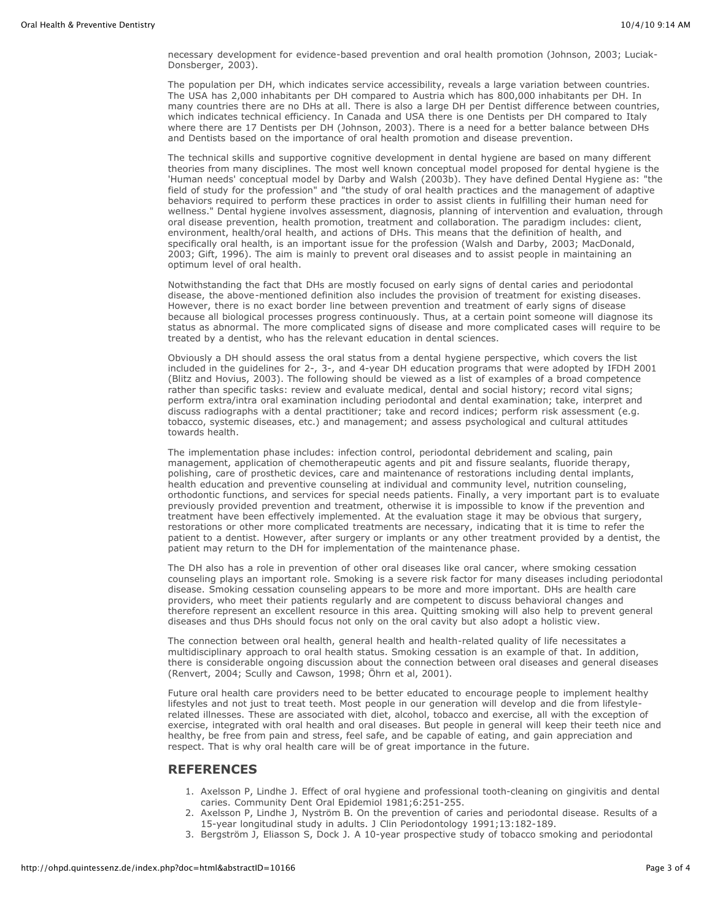necessary development for evidence-based prevention and oral health promotion (Johnson, 2003; Luciak-Donsberger, 2003).

The population per DH, which indicates service accessibility, reveals a large variation between countries. The USA has 2,000 inhabitants per DH compared to Austria which has 800,000 inhabitants per DH. In many countries there are no DHs at all. There is also a large DH per Dentist difference between countries, which indicates technical efficiency. In Canada and USA there is one Dentists per DH compared to Italy where there are 17 Dentists per DH (Johnson, 2003). There is a need for a better balance between DHs and Dentists based on the importance of oral health promotion and disease prevention.

The technical skills and supportive cognitive development in dental hygiene are based on many different theories from many disciplines. The most well known conceptual model proposed for dental hygiene is the 'Human needs' conceptual model by Darby and Walsh (2003b). They have defined Dental Hygiene as: "the field of study for the profession" and "the study of oral health practices and the management of adaptive behaviors required to perform these practices in order to assist clients in fulfilling their human need for wellness." Dental hygiene involves assessment, diagnosis, planning of intervention and evaluation, through oral disease prevention, health promotion, treatment and collaboration. The paradigm includes: client, environment, health/oral health, and actions of DHs. This means that the definition of health, and specifically oral health, is an important issue for the profession (Walsh and Darby, 2003; MacDonald, 2003; Gift, 1996). The aim is mainly to prevent oral diseases and to assist people in maintaining an optimum level of oral health.

Notwithstanding the fact that DHs are mostly focused on early signs of dental caries and periodontal disease, the above-mentioned definition also includes the provision of treatment for existing diseases. However, there is no exact border line between prevention and treatment of early signs of disease because all biological processes progress continuously. Thus, at a certain point someone will diagnose its status as abnormal. The more complicated signs of disease and more complicated cases will require to be treated by a dentist, who has the relevant education in dental sciences.

Obviously a DH should assess the oral status from a dental hygiene perspective, which covers the list included in the guidelines for 2-, 3-, and 4-year DH education programs that were adopted by IFDH 2001 (Blitz and Hovius, 2003). The following should be viewed as a list of examples of a broad competence rather than specific tasks: review and evaluate medical, dental and social history; record vital signs; perform extra/intra oral examination including periodontal and dental examination; take, interpret and discuss radiographs with a dental practitioner; take and record indices; perform risk assessment (e.g. tobacco, systemic diseases, etc.) and management; and assess psychological and cultural attitudes towards health.

The implementation phase includes: infection control, periodontal debridement and scaling, pain management, application of chemotherapeutic agents and pit and fissure sealants, fluoride therapy, polishing, care of prosthetic devices, care and maintenance of restorations including dental implants, health education and preventive counseling at individual and community level, nutrition counseling, orthodontic functions, and services for special needs patients. Finally, a very important part is to evaluate previously provided prevention and treatment, otherwise it is impossible to know if the prevention and treatment have been effectively implemented. At the evaluation stage it may be obvious that surgery, restorations or other more complicated treatments are necessary, indicating that it is time to refer the patient to a dentist. However, after surgery or implants or any other treatment provided by a dentist, the patient may return to the DH for implementation of the maintenance phase.

The DH also has a role in prevention of other oral diseases like oral cancer, where smoking cessation counseling plays an important role. Smoking is a severe risk factor for many diseases including periodontal disease. Smoking cessation counseling appears to be more and more important. DHs are health care providers, who meet their patients regularly and are competent to discuss behavioral changes and therefore represent an excellent resource in this area. Quitting smoking will also help to prevent general diseases and thus DHs should focus not only on the oral cavity but also adopt a holistic view.

The connection between oral health, general health and health-related quality of life necessitates a multidisciplinary approach to oral health status. Smoking cessation is an example of that. In addition, there is considerable ongoing discussion about the connection between oral diseases and general diseases (Renvert, 2004; Scully and Cawson, 1998; Öhrn et al, 2001).

Future oral health care providers need to be better educated to encourage people to implement healthy lifestyles and not just to treat teeth. Most people in our generation will develop and die from lifestyle-related illnesses. These are associated with diet, alcohol, tobacco and exercise, all with the exception of exercise, integrated with oral health and oral diseases. But people in general will keep their teeth nice and healthy, be free from pain and stress, feel safe, and be capable of eating, and gain appreciation and respect. That is why oral health care will be of great importance in the future.

## REFERENCES

1. Axelsson P, Lindhe J. Effect of oral hygiene and professional tooth-cleaning on gingivitis and dental caries. Community Dent Oral Epidemiol 1981;6:251-255.
2. Axelsson P, Lindhe J, Nyström B. On the prevention of caries and periodontal disease. Results of a 15-year longitudinal study in adults. J Clin Periodontology 1991;13:182-189.
3. Bergström J, Eliasson S, Dock J. A 10-year prospective study of tobacco smoking and periodontal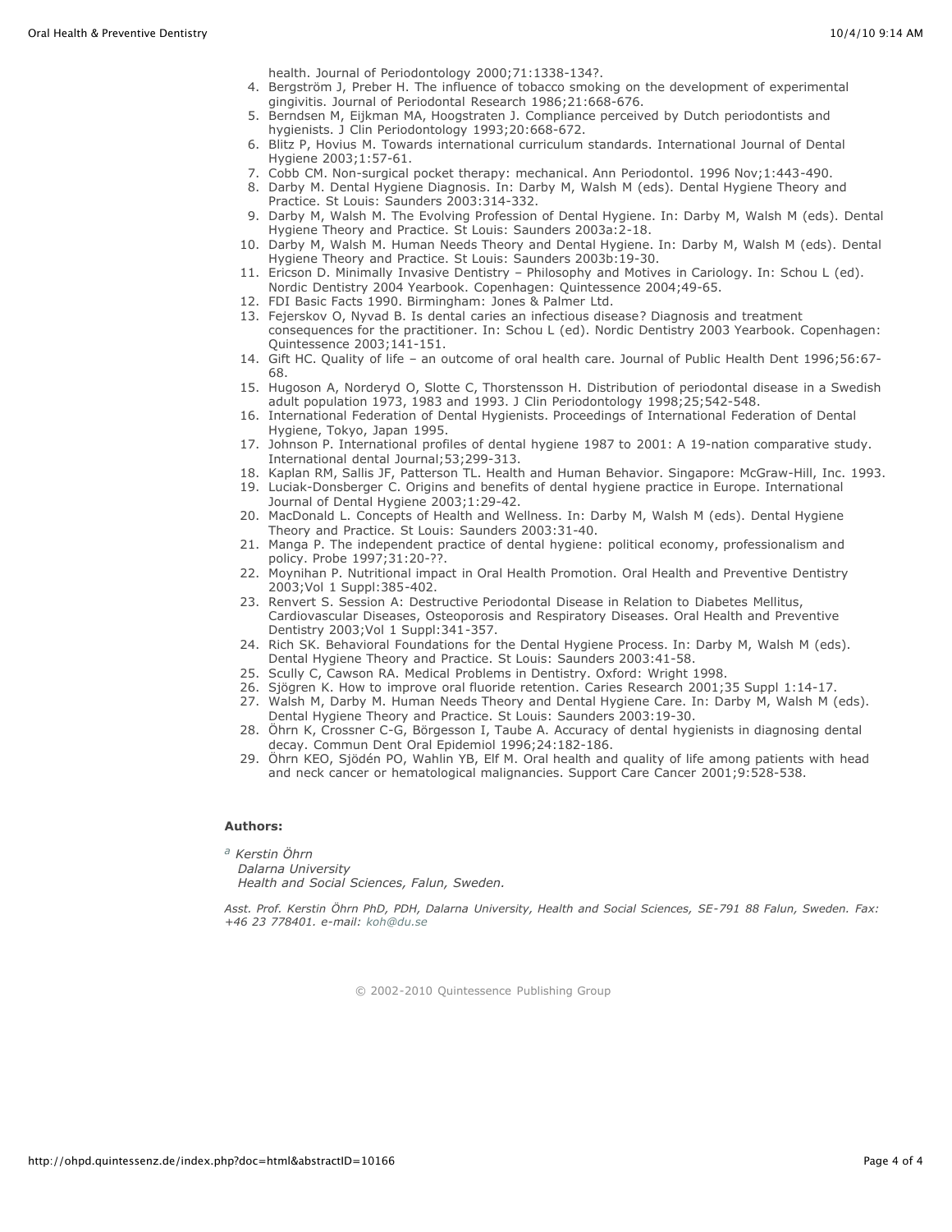health. Journal of Periodontology 2000;71:1338-134?.

4. Bergström J, Preber H. The influence of tobacco smoking on the development of experimental gingivitis. Journal of Periodontal Research 1986;21:668-676.
5. Berndsen M, Eijkman MA, Hoogstraten J. Compliance perceived by Dutch periodontists and hygienists. J Clin Periodontology 1993;20:668-672.
6. Blitz P, Hovius M. Towards international curriculum standards. International Journal of Dental Hygiene 2003;1:57-61.
7. Cobb CM. Non-surgical pocket therapy: mechanical. Ann Periodontol. 1996 Nov;1:443-490.
8. Darby M. Dental Hygiene Diagnosis. In: Darby M, Walsh M (eds). Dental Hygiene Theory and Practice. St Louis: Saunders 2003:314-332.
9. Darby M, Walsh M. The Evolving Profession of Dental Hygiene. In: Darby M, Walsh M (eds). Dental Hygiene Theory and Practice. St Louis: Saunders 2003a:2-18.
10. Darby M, Walsh M. Human Needs Theory and Dental Hygiene. In: Darby M, Walsh M (eds). Dental Hygiene Theory and Practice. St Louis: Saunders 2003b:19-30.
11. Ericson D. Minimally Invasive Dentistry – Philosophy and Motives in Cariology. In: Schou L (ed). Nordic Dentistry 2004 Yearbook. Copenhagen: Quintessence 2004;49-65.
12. FDI Basic Facts 1990. Birmingham: Jones & Palmer Ltd.
13. Fejerskov O, Nyvad B. Is dental caries an infectious disease? Diagnosis and treatment consequences for the practitioner. In: Schou L (ed). Nordic Dentistry 2003 Yearbook. Copenhagen: Quintessence 2003;141-151.
14. Gift HC. Quality of life – an outcome of oral health care. Journal of Public Health Dent 1996;56:67-68.
15. Hugoson A, Norderyd O, Slotte C, Thorstensson H. Distribution of periodontal disease in a Swedish adult population 1973, 1983 and 1993. J Clin Periodontology 1998;25;542-548.
16. International Federation of Dental Hygienists. Proceedings of International Federation of Dental Hygiene, Tokyo, Japan 1995.
17. Johnson P. International profiles of dental hygiene 1987 to 2001: A 19-nation comparative study. International dental Journal;53;299-313.
18. Kaplan RM, Sallis JF, Patterson TL. Health and Human Behavior. Singapore: McGraw-Hill, Inc. 1993.
19. Luciak-Donsberger C. Origins and benefits of dental hygiene practice in Europe. International Journal of Dental Hygiene 2003;1:29-42.
20. MacDonald L. Concepts of Health and Wellness. In: Darby M, Walsh M (eds). Dental Hygiene Theory and Practice. St Louis: Saunders 2003:31-40.
21. Manga P. The independent practice of dental hygiene: political economy, professionalism and policy. Probe 1997;31:20-??.
22. Moynihan P. Nutritional impact in Oral Health Promotion. Oral Health and Preventive Dentistry 2003;Vol 1 Suppl:385-402.
23. Renvert S. Session A: Destructive Periodontal Disease in Relation to Diabetes Mellitus, Cardiovascular Diseases, Osteoporosis and Respiratory Diseases. Oral Health and Preventive Dentistry 2003;Vol 1 Suppl:341-357.
24. Rich SK. Behavioral Foundations for the Dental Hygiene Process. In: Darby M, Walsh M (eds). Dental Hygiene Theory and Practice. St Louis: Saunders 2003:41-58.
25. Scully C, Cawson RA. Medical Problems in Dentistry. Oxford: Wright 1998.
26. Sjögren K. How to improve oral fluoride retention. Caries Research 2001;35 Suppl 1:14-17.
27. Walsh M, Darby M. Human Needs Theory and Dental Hygiene Care. In: Darby M, Walsh M (eds). Dental Hygiene Theory and Practice. St Louis: Saunders 2003:19-30.
28. Öhrn K, Crossner C-G, Börgesson I, Taube A. Accuracy of dental hygienists in diagnosing dental decay. Commun Dent Oral Epidemiol 1996;24:182-186.
29. Öhrn KEO, Sjödén PO, Wahlin YB, Elf M. Oral health and quality of life among patients with head and neck cancer or hematological malignancies. Support Care Cancer 2001;9:528-538.

**Authors:**

[a] *Kerstin Öhrn*
*Dalarna University*
*Health and Social Sciences, Falun, Sweden.*

*Asst. Prof. Kerstin Öhrn PhD, PDH, Dalarna University, Health and Social Sciences, SE-791 88 Falun, Sweden. Fax: +46 23 778401. e-mail: koh@du.se*

© 2002-2010 Quintessence Publishing Group